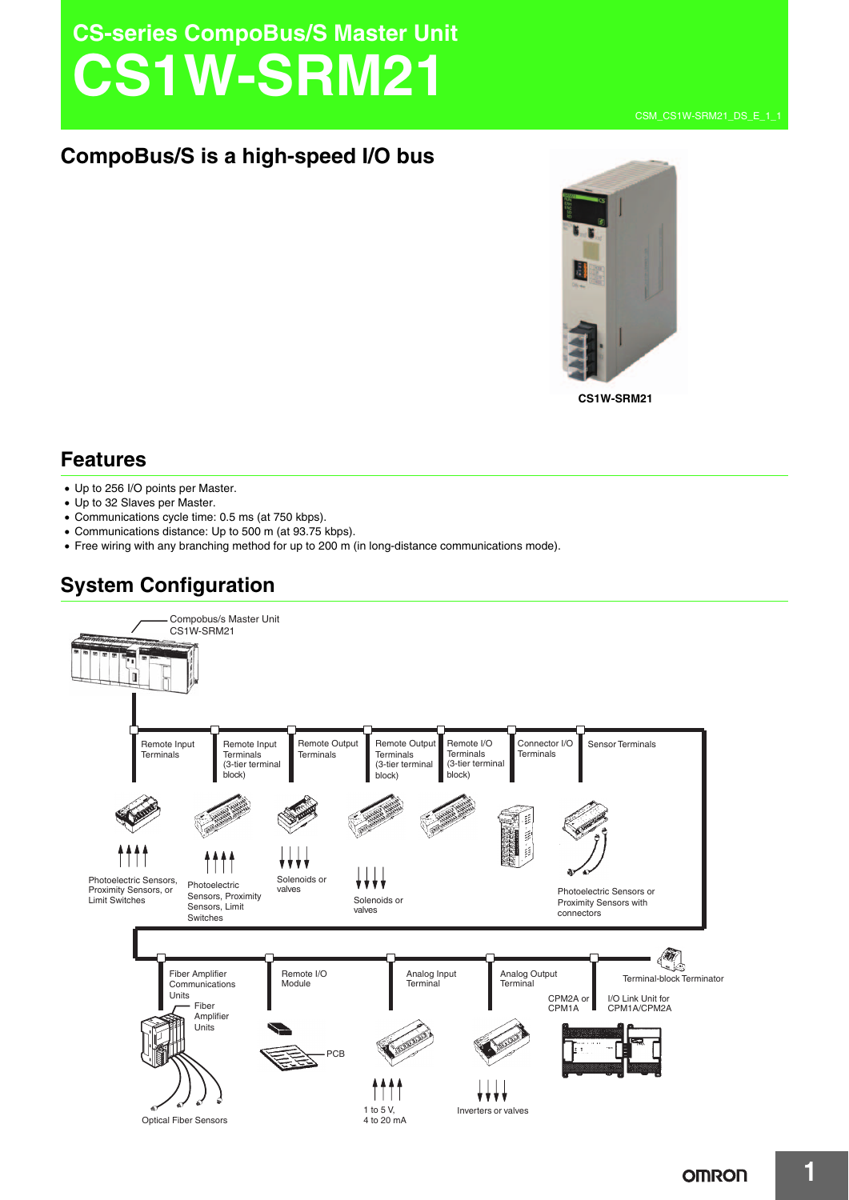# CS-series CompoBus/S Master Unit

# CS1W-SRM21

## CompoBus/S is a high-speed I/O bus

CS1W-SRM21

## Features

- Up to 256 I/O points per Master.
- Up to 32 Slaves per Master.
- Communications cycle time: 0.5 ms (at 750 kbps).
- Communications distance: Up to 500 m (at 93.75 kbps).
- Free wiring with any branching method for up to 200 m (in long-distance communications mode).

## System Configuration

Compobus/s Master Unit
CS1W-SRM21

Remote Input Terminals

Remote Input Terminals (3-tier terminal block)

Remote Output Terminals

Remote Output Terminals (3-tier terminal block)

Remote I/O Terminals (3-tier terminal block)

Connector I/O Terminals

Sensor Terminals

Photoelectric Sensors, Proximity Sensors, or Limit Switches

Photoelectric Sensors, Proximity Sensors, Limit Switches

Solenoids or valves

Solenoids or valves

Photoelectric Sensors or Proximity Sensors with connectors

Fiber Amplifier Communications Units

Fiber Amplifier Units

Remote I/O Module

PCB

Analog Input Terminal

Analog Output Terminal

Terminal-block Terminator

CPM2A or CPM1A

I/O Link Unit for CPM1A/CPM2A

Optical Fiber Sensors

1 to 5 V, 4 to 20 mA

Inverters or valves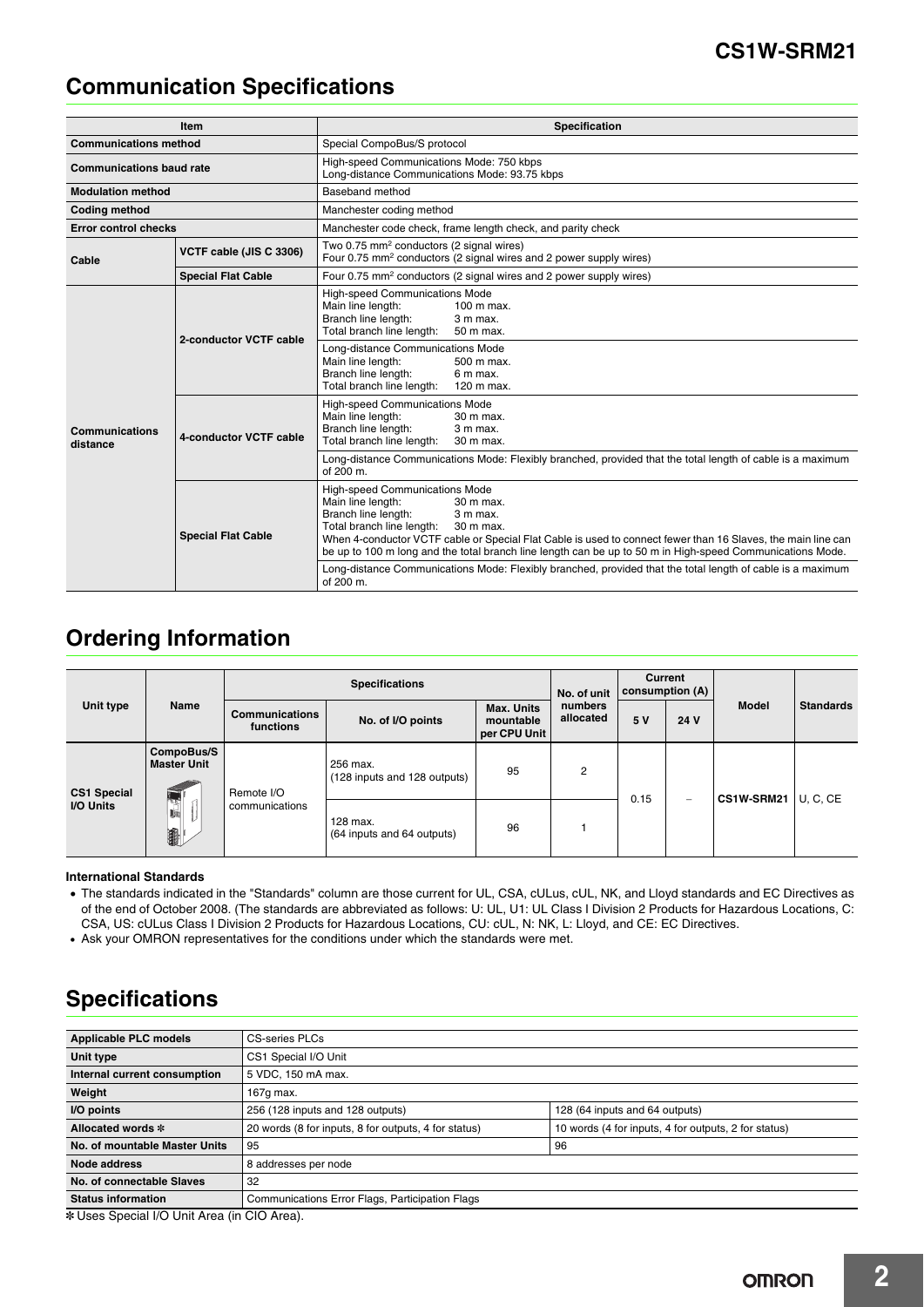## Communication Specifications

| Item | | Specification |
|---|---|---|
| Communications method | | Special CompoBus/S protocol |
| Communications baud rate | | High-speed Communications Mode: 750 kbps<br>Long-distance Communications Mode: 93.75 kbps |
| Modulation method | | Baseband method |
| Coding method | | Manchester coding method |
| Error control checks | | Manchester code check, frame length check, and parity check |
| Cable | VCTF cable (JIS C 3306) | Two 0.75 mm$^2$ conductors (2 signal wires)<br>Four 0.75 mm$^2$ conductors (2 signal wires and 2 power supply wires) |
| | Special Flat Cable | Four 0.75 mm$^2$ conductors (2 signal wires and 2 power supply wires) |
| Communications distance | 2-conductor VCTF cable | High-speed Communications Mode<br>Main line length: 100 m max.<br>Branch line length: 3 m max.<br>Total branch line length: 50 m max. |
| | | Long-distance Communications Mode<br>Main line length: 500 m max.<br>Branch line length: 6 m max.<br>Total branch line length: 120 m max. |
| | 4-conductor VCTF cable | High-speed Communications Mode<br>Main line length: 30 m max.<br>Branch line length: 3 m max.<br>Total branch line length: 30 m max. |
| | | Long-distance Communications Mode: Flexibly branched, provided that the total length of cable is a maximum of 200 m. |
| | Special Flat Cable | High-speed Communications Mode<br>Main line length: 30 m max.<br>Branch line length: 3 m max.<br>Total branch line length: 30 m max.<br>When 4-conductor VCTF cable or Special Flat Cable is used to connect fewer than 16 Slaves, the main line can be up to 100 m long and the total branch line length can be up to 50 m in High-speed Communications Mode. |
| | | Long-distance Communications Mode: Flexibly branched, provided that the total length of cable is a maximum of 200 m. |

## Ordering Information

| Unit type | Name | Specifications | | | No. of unit numbers allocated | Current consumption (A) | | Model | Standards |
|---|---|---|---|---|---|---|---|---|---|
| | | Communications functions | No. of I/O points | Max. Units mountable per CPU Unit | | 5 V | 24 V | | |
| CS1 Special I/O Units | CompoBus/S Master Unit | Remote I/O communications | 256 max. (128 inputs and 128 outputs) | 95 | 2 | 0.15 | − | CS1W-SRM21 | U, C, CE |
| | | | 128 max. (64 inputs and 64 outputs) | 96 | 1 | | | | |

**International Standards**

- The standards indicated in the "Standards" column are those current for UL, CSA, cULus, cUL, NK, and Lloyd standards and EC Directives as of the end of October 2008. (The standards are abbreviated as follows: U: UL, U1: UL Class I Division 2 Products for Hazardous Locations, C: CSA, US: cULus Class I Division 2 Products for Hazardous Locations, CU: cUL, N: NK, L: Lloyd, and CE: EC Directives.
- Ask your OMRON representatives for the conditions under which the standards were met.

## Specifications

| Applicable PLC models | CS-series PLCs | |
|---|---|---|
| Unit type | CS1 Special I/O Unit | |
| Internal current consumption | 5 VDC, 150 mA max. | |
| Weight | 167g max. | |
| I/O points | 256 (128 inputs and 128 outputs) | 128 (64 inputs and 64 outputs) |
| Allocated words * | 20 words (8 for inputs, 8 for outputs, 4 for status) | 10 words (4 for inputs, 4 for outputs, 2 for status) |
| No. of mountable Master Units | 95 | 96 |
| Node address | 8 addresses per node | |
| No. of connectable Slaves | 32 | |
| Status information | Communications Error Flags, Participation Flags | |

* Uses Special I/O Unit Area (in CIO Area).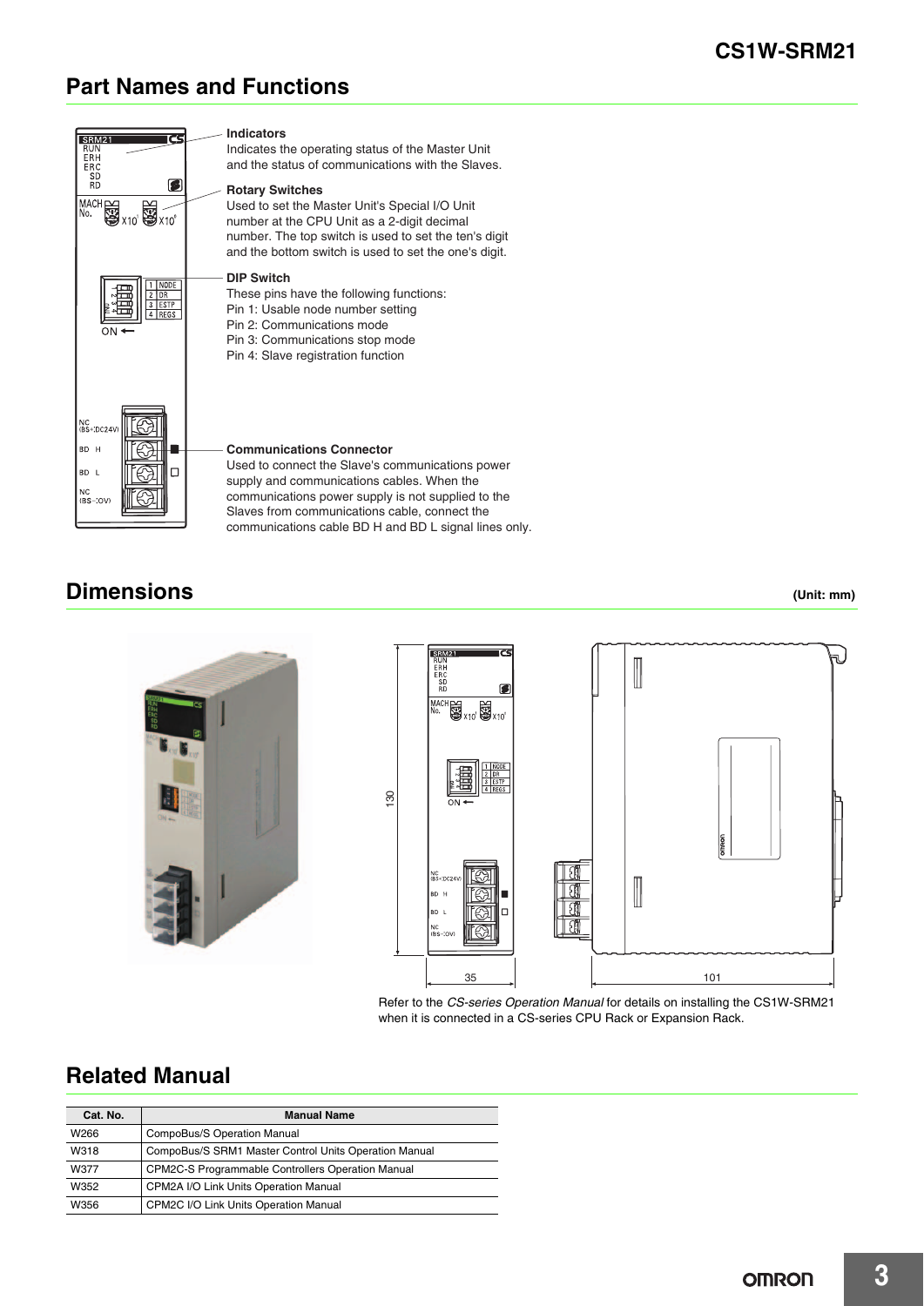## Part Names and Functions

**Indicators**
Indicates the operating status of the Master Unit and the status of communications with the Slaves.

**Rotary Switches**
Used to set the Master Unit's Special I/O Unit number at the CPU Unit as a 2-digit decimal number. The top switch is used to set the ten's digit and the bottom switch is used to set the one's digit.

**DIP Switch**
These pins have the following functions:
Pin 1: Usable node number setting
Pin 2: Communications mode
Pin 3: Communications stop mode
Pin 4: Slave registration function

**Communications Connector**
Used to connect the Slave's communications power supply and communications cables. When the communications power supply is not supplied to the Slaves from communications cable, connect the communications cable BD H and BD L signal lines only.

## Dimensions

**(Unit: mm)**

Refer to the *CS-series Operation Manual* for details on installing the CS1W-SRM21 when it is connected in a CS-series CPU Rack or Expansion Rack.

## Related Manual

| Cat. No. | Manual Name |
|---|---|
| W266 | CompoBus/S Operation Manual |
| W318 | CompoBus/S SRM1 Master Control Units Operation Manual |
| W377 | CPM2C-S Programmable Controllers Operation Manual |
| W352 | CPM2A I/O Link Units Operation Manual |
| W356 | CPM2C I/O Link Units Operation Manual |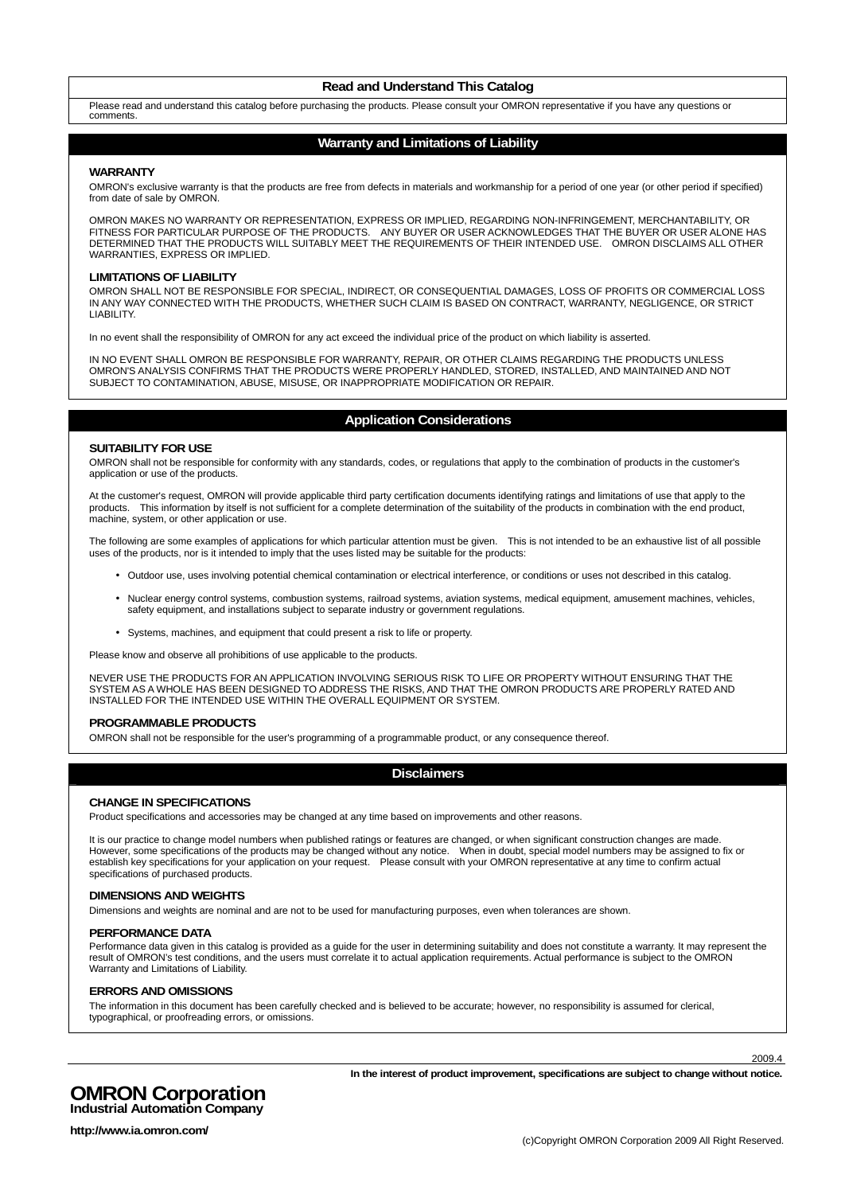## Read and Understand This Catalog

Please read and understand this catalog before purchasing the products. Please consult your OMRON representative if you have any questions or comments.

## Warranty and Limitations of Liability

### WARRANTY

OMRON's exclusive warranty is that the products are free from defects in materials and workmanship for a period of one year (or other period if specified) from date of sale by OMRON.

OMRON MAKES NO WARRANTY OR REPRESENTATION, EXPRESS OR IMPLIED, REGARDING NON-INFRINGEMENT, MERCHANTABILITY, OR FITNESS FOR PARTICULAR PURPOSE OF THE PRODUCTS. ANY BUYER OR USER ACKNOWLEDGES THAT THE BUYER OR USER ALONE HAS DETERMINED THAT THE PRODUCTS WILL SUITABLY MEET THE REQUIREMENTS OF THEIR INTENDED USE. OMRON DISCLAIMS ALL OTHER WARRANTIES, EXPRESS OR IMPLIED.

### LIMITATIONS OF LIABILITY

OMRON SHALL NOT BE RESPONSIBLE FOR SPECIAL, INDIRECT, OR CONSEQUENTIAL DAMAGES, LOSS OF PROFITS OR COMMERCIAL LOSS IN ANY WAY CONNECTED WITH THE PRODUCTS, WHETHER SUCH CLAIM IS BASED ON CONTRACT, WARRANTY, NEGLIGENCE, OR STRICT LIABILITY.

In no event shall the responsibility of OMRON for any act exceed the individual price of the product on which liability is asserted.

IN NO EVENT SHALL OMRON BE RESPONSIBLE FOR WARRANTY, REPAIR, OR OTHER CLAIMS REGARDING THE PRODUCTS UNLESS OMRON'S ANALYSIS CONFIRMS THAT THE PRODUCTS WERE PROPERLY HANDLED, STORED, INSTALLED, AND MAINTAINED AND NOT SUBJECT TO CONTAMINATION, ABUSE, MISUSE, OR INAPPROPRIATE MODIFICATION OR REPAIR.

## Application Considerations

### SUITABILITY FOR USE

OMRON shall not be responsible for conformity with any standards, codes, or regulations that apply to the combination of products in the customer's application or use of the products.

At the customer's request, OMRON will provide applicable third party certification documents identifying ratings and limitations of use that apply to the products. This information by itself is not sufficient for a complete determination of the suitability of the products in combination with the end product, machine, system, or other application or use.

The following are some examples of applications for which particular attention must be given. This is not intended to be an exhaustive list of all possible uses of the products, nor is it intended to imply that the uses listed may be suitable for the products:

- Outdoor use, uses involving potential chemical contamination or electrical interference, or conditions or uses not described in this catalog.
- Nuclear energy control systems, combustion systems, railroad systems, aviation systems, medical equipment, amusement machines, vehicles, safety equipment, and installations subject to separate industry or government regulations.
- Systems, machines, and equipment that could present a risk to life or property.

Please know and observe all prohibitions of use applicable to the products.

NEVER USE THE PRODUCTS FOR AN APPLICATION INVOLVING SERIOUS RISK TO LIFE OR PROPERTY WITHOUT ENSURING THAT THE SYSTEM AS A WHOLE HAS BEEN DESIGNED TO ADDRESS THE RISKS, AND THAT THE OMRON PRODUCTS ARE PROPERLY RATED AND INSTALLED FOR THE INTENDED USE WITHIN THE OVERALL EQUIPMENT OR SYSTEM.

### PROGRAMMABLE PRODUCTS

OMRON shall not be responsible for the user's programming of a programmable product, or any consequence thereof.

## Disclaimers

### CHANGE IN SPECIFICATIONS

Product specifications and accessories may be changed at any time based on improvements and other reasons.

It is our practice to change model numbers when published ratings or features are changed, or when significant construction changes are made. However, some specifications of the products may be changed without any notice. When in doubt, special model numbers may be assigned to fix or establish key specifications for your application on your request. Please consult with your OMRON representative at any time to confirm actual specifications of purchased products.

### DIMENSIONS AND WEIGHTS

Dimensions and weights are nominal and are not to be used for manufacturing purposes, even when tolerances are shown.

### PERFORMANCE DATA

Performance data given in this catalog is provided as a guide for the user in determining suitability and does not constitute a warranty. It may represent the result of OMRON's test conditions, and the users must correlate it to actual application requirements. Actual performance is subject to the OMRON Warranty and Limitations of Liability.

### ERRORS AND OMISSIONS

The information in this document has been carefully checked and is believed to be accurate; however, no responsibility is assumed for clerical, typographical, or proofreading errors, or omissions.

2009.4

***In the interest of product improvement, specifications are subject to change without notice.***

**OMRON Corporation**
**Industrial Automation Company**

**http://www.ia.omron.com/**

(c)Copyright OMRON Corporation 2009 All Right Reserved.